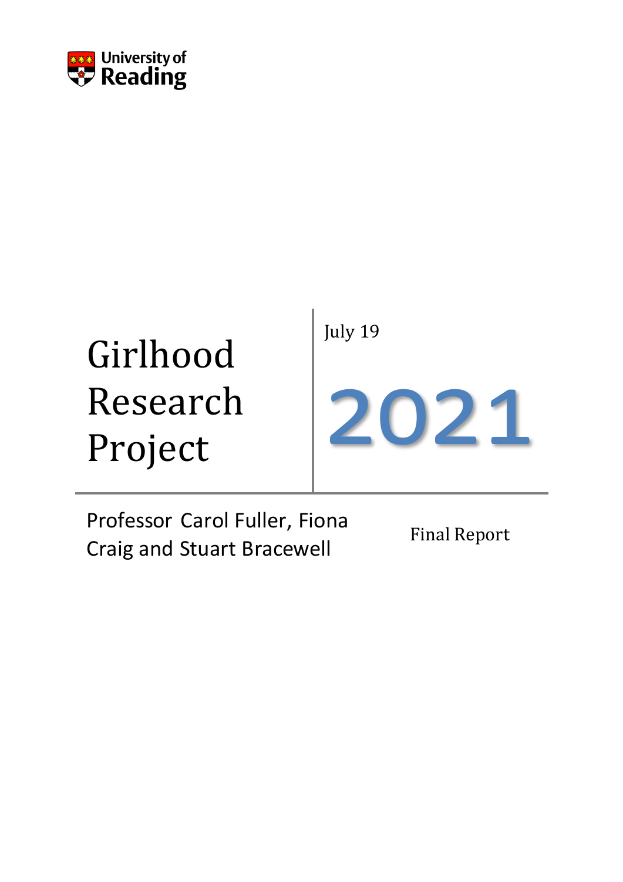University of Reading

# Girlhood Research Project

July 19

2021

Professor Carol Fuller, Fiona Craig and Stuart Bracewell

Final Report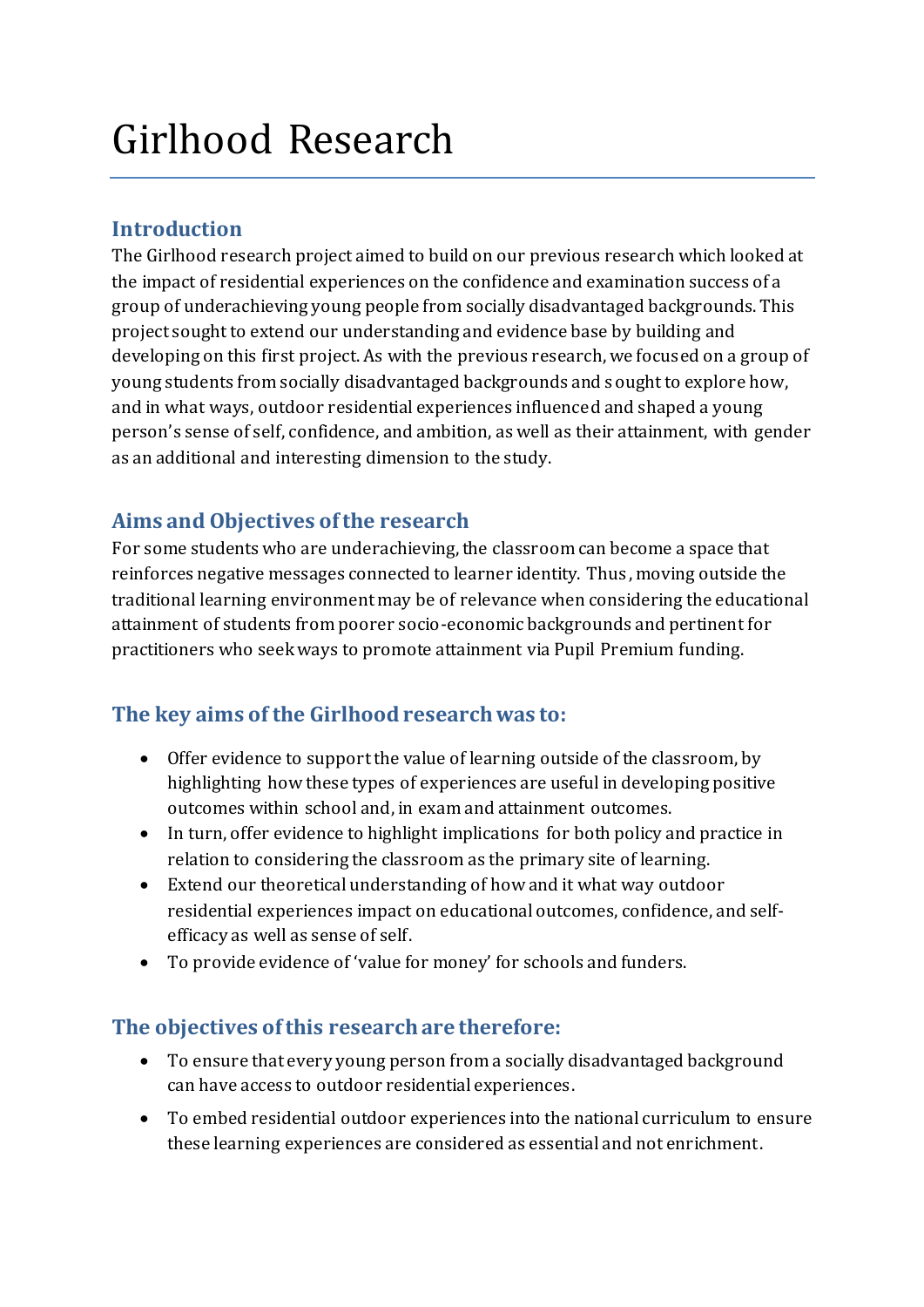# Girlhood Research

## Introduction

The Girlhood research project aimed to build on our previous research which looked at the impact of residential experiences on the confidence and examination success of a group of underachieving young people from socially disadvantaged backgrounds. This project sought to extend our understanding and evidence base by building and developing on this first project. As with the previous research, we focused on a group of young students from socially disadvantaged backgrounds and sought to explore how, and in what ways, outdoor residential experiences influenced and shaped a young person's sense of self, confidence, and ambition, as well as their attainment, with gender as an additional and interesting dimension to the study.

## Aims and Objectives of the research

For some students who are underachieving, the classroom can become a space that reinforces negative messages connected to learner identity. Thus, moving outside the traditional learning environment may be of relevance when considering the educational attainment of students from poorer socio-economic backgrounds and pertinent for practitioners who seek ways to promote attainment via Pupil Premium funding.

## The key aims of the Girlhood research was to:

- Offer evidence to support the value of learning outside of the classroom, by highlighting how these types of experiences are useful in developing positive outcomes within school and, in exam and attainment outcomes.
- In turn, offer evidence to highlight implications for both policy and practice in relation to considering the classroom as the primary site of learning.
- Extend our theoretical understanding of how and it what way outdoor residential experiences impact on educational outcomes, confidence, and self-efficacy as well as sense of self.
- To provide evidence of 'value for money' for schools and funders.

## The objectives of this research are therefore:

- To ensure that every young person from a socially disadvantaged background can have access to outdoor residential experiences.
- To embed residential outdoor experiences into the national curriculum to ensure these learning experiences are considered as essential and not enrichment.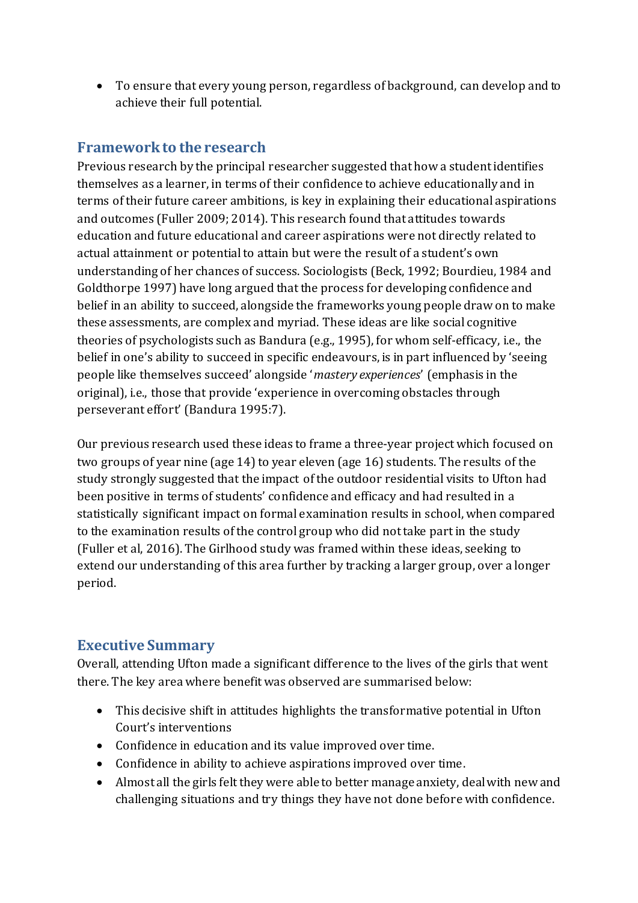- To ensure that every young person, regardless of background, can develop and to achieve their full potential.

## Framework to the research

Previous research by the principal researcher suggested that how a student identifies themselves as a learner, in terms of their confidence to achieve educationally and in terms of their future career ambitions, is key in explaining their educational aspirations and outcomes (Fuller 2009; 2014). This research found that attitudes towards education and future educational and career aspirations were not directly related to actual attainment or potential to attain but were the result of a student's own understanding of her chances of success. Sociologists (Beck, 1992; Bourdieu, 1984 and Goldthorpe 1997) have long argued that the process for developing confidence and belief in an ability to succeed, alongside the frameworks young people draw on to make these assessments, are complex and myriad. These ideas are like social cognitive theories of psychologists such as Bandura (e.g., 1995), for whom self-efficacy, i.e., the belief in one's ability to succeed in specific endeavours, is in part influenced by 'seeing people like themselves succeed' alongside '*mastery experiences*' (emphasis in the original), i.e., those that provide 'experience in overcoming obstacles through perseverant effort' (Bandura 1995:7).

Our previous research used these ideas to frame a three-year project which focused on two groups of year nine (age 14) to year eleven (age 16) students. The results of the study strongly suggested that the impact of the outdoor residential visits to Ufton had been positive in terms of students' confidence and efficacy and had resulted in a statistically significant impact on formal examination results in school, when compared to the examination results of the control group who did not take part in the study (Fuller et al, 2016). The Girlhood study was framed within these ideas, seeking to extend our understanding of this area further by tracking a larger group, over a longer period.

## Executive Summary

Overall, attending Ufton made a significant difference to the lives of the girls that went there. The key area where benefit was observed are summarised below:

- This decisive shift in attitudes highlights the transformative potential in Ufton Court's interventions
- Confidence in education and its value improved over time.
- Confidence in ability to achieve aspirations improved over time.
- Almost all the girls felt they were able to better manage anxiety, deal with new and challenging situations and try things they have not done before with confidence.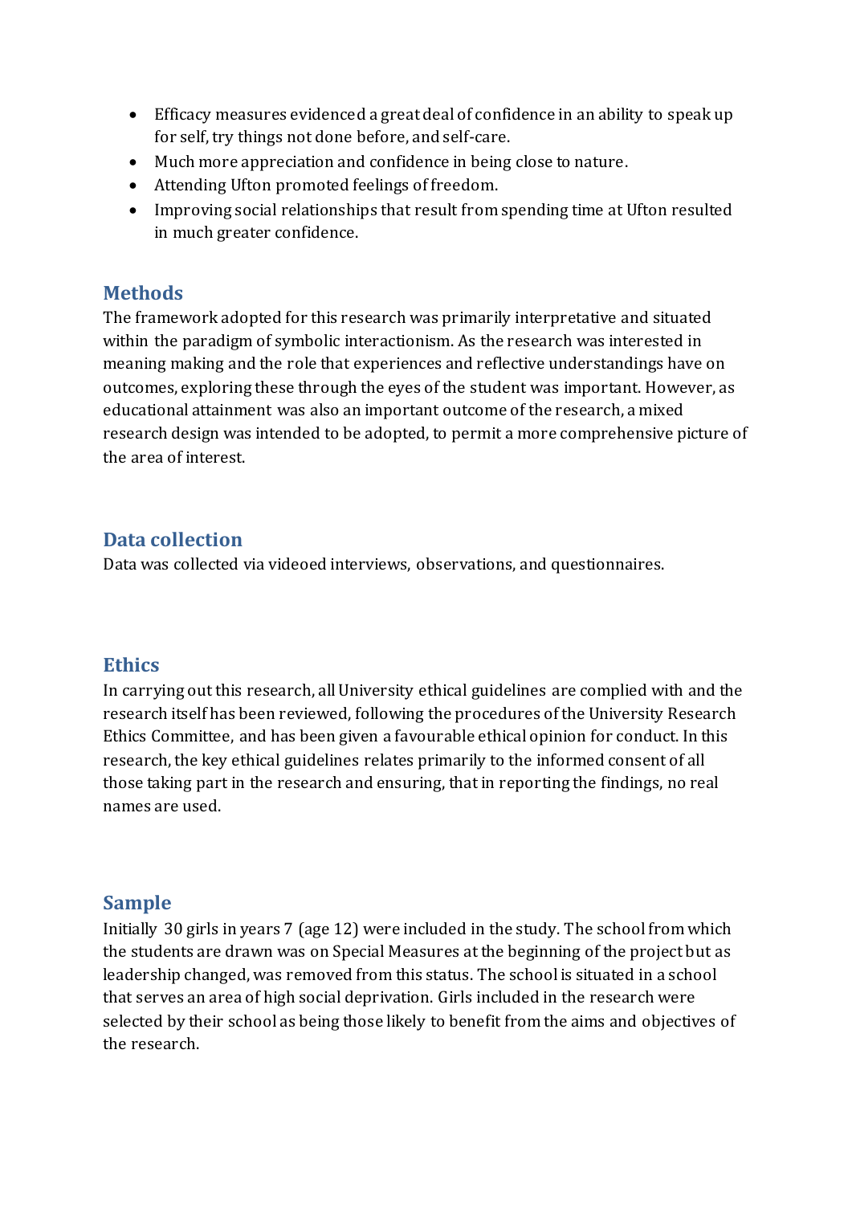- Efficacy measures evidenced a great deal of confidence in an ability to speak up for self, try things not done before, and self-care.
- Much more appreciation and confidence in being close to nature.
- Attending Ufton promoted feelings of freedom.
- Improving social relationships that result from spending time at Ufton resulted in much greater confidence.

## Methods

The framework adopted for this research was primarily interpretative and situated within the paradigm of symbolic interactionism. As the research was interested in meaning making and the role that experiences and reflective understandings have on outcomes, exploring these through the eyes of the student was important. However, as educational attainment was also an important outcome of the research, a mixed research design was intended to be adopted, to permit a more comprehensive picture of the area of interest.

## Data collection

Data was collected via videoed interviews, observations, and questionnaires.

## Ethics

In carrying out this research, all University ethical guidelines are complied with and the research itself has been reviewed, following the procedures of the University Research Ethics Committee, and has been given a favourable ethical opinion for conduct. In this research, the key ethical guidelines relates primarily to the informed consent of all those taking part in the research and ensuring, that in reporting the findings, no real names are used.

## Sample

Initially 30 girls in years 7 (age 12) were included in the study. The school from which the students are drawn was on Special Measures at the beginning of the project but as leadership changed, was removed from this status. The school is situated in a school that serves an area of high social deprivation. Girls included in the research were selected by their school as being those likely to benefit from the aims and objectives of the research.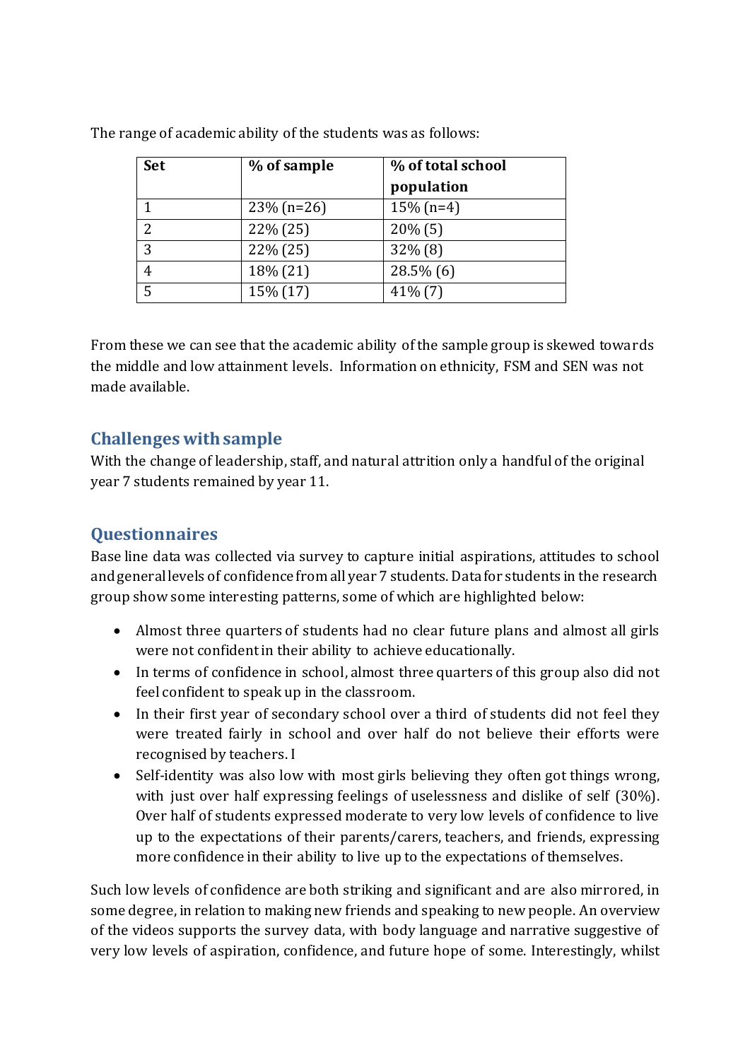The range of academic ability of the students was as follows:

| Set | % of sample | % of total school population |
|---|---|---|
| 1 | 23% (n=26) | 15% (n=4) |
| 2 | 22% (25) | 20% (5) |
| 3 | 22% (25) | 32% (8) |
| 4 | 18% (21) | 28.5% (6) |
| 5 | 15% (17) | 41% (7) |

From these we can see that the academic ability of the sample group is skewed towards the middle and low attainment levels. Information on ethnicity, FSM and SEN was not made available.

## Challenges with sample

With the change of leadership, staff, and natural attrition only a handful of the original year 7 students remained by year 11.

## Questionnaires

Base line data was collected via survey to capture initial aspirations, attitudes to school and general levels of confidence from all year 7 students. Data for students in the research group show some interesting patterns, some of which are highlighted below:

- Almost three quarters of students had no clear future plans and almost all girls were not confident in their ability to achieve educationally.
- In terms of confidence in school, almost three quarters of this group also did not feel confident to speak up in the classroom.
- In their first year of secondary school over a third of students did not feel they were treated fairly in school and over half do not believe their efforts were recognised by teachers. I
- Self-identity was also low with most girls believing they often got things wrong, with just over half expressing feelings of uselessness and dislike of self (30%). Over half of students expressed moderate to very low levels of confidence to live up to the expectations of their parents/carers, teachers, and friends, expressing more confidence in their ability to live up to the expectations of themselves.

Such low levels of confidence are both striking and significant and are also mirrored, in some degree, in relation to making new friends and speaking to new people. An overview of the videos supports the survey data, with body language and narrative suggestive of very low levels of aspiration, confidence, and future hope of some. Interestingly, whilst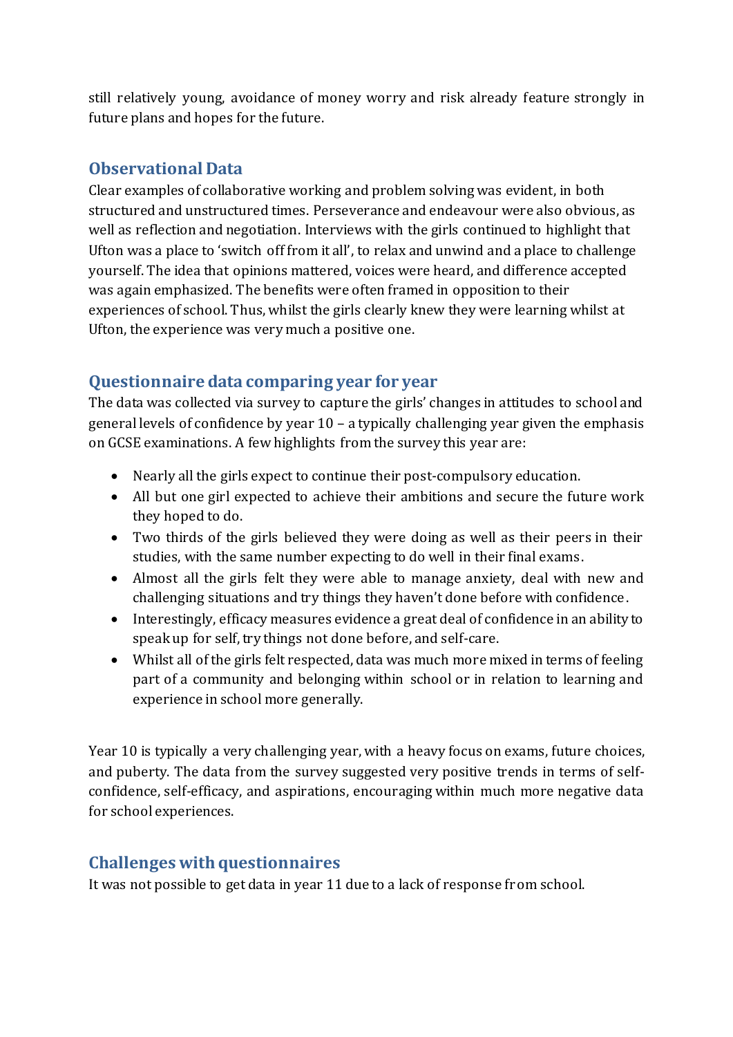still relatively young, avoidance of money worry and risk already feature strongly in future plans and hopes for the future.

## Observational Data

Clear examples of collaborative working and problem solving was evident, in both structured and unstructured times. Perseverance and endeavour were also obvious, as well as reflection and negotiation. Interviews with the girls continued to highlight that Ufton was a place to 'switch off from it all', to relax and unwind and a place to challenge yourself. The idea that opinions mattered, voices were heard, and difference accepted was again emphasized. The benefits were often framed in opposition to their experiences of school. Thus, whilst the girls clearly knew they were learning whilst at Ufton, the experience was very much a positive one.

## Questionnaire data comparing year for year

The data was collected via survey to capture the girls' changes in attitudes to school and general levels of confidence by year 10 – a typically challenging year given the emphasis on GCSE examinations. A few highlights from the survey this year are:

- Nearly all the girls expect to continue their post-compulsory education.
- All but one girl expected to achieve their ambitions and secure the future work they hoped to do.
- Two thirds of the girls believed they were doing as well as their peers in their studies, with the same number expecting to do well in their final exams.
- Almost all the girls felt they were able to manage anxiety, deal with new and challenging situations and try things they haven't done before with confidence.
- Interestingly, efficacy measures evidence a great deal of confidence in an ability to speak up for self, try things not done before, and self-care.
- Whilst all of the girls felt respected, data was much more mixed in terms of feeling part of a community and belonging within school or in relation to learning and experience in school more generally.

Year 10 is typically a very challenging year, with a heavy focus on exams, future choices, and puberty. The data from the survey suggested very positive trends in terms of self-confidence, self-efficacy, and aspirations, encouraging within much more negative data for school experiences.

## Challenges with questionnaires

It was not possible to get data in year 11 due to a lack of response from school.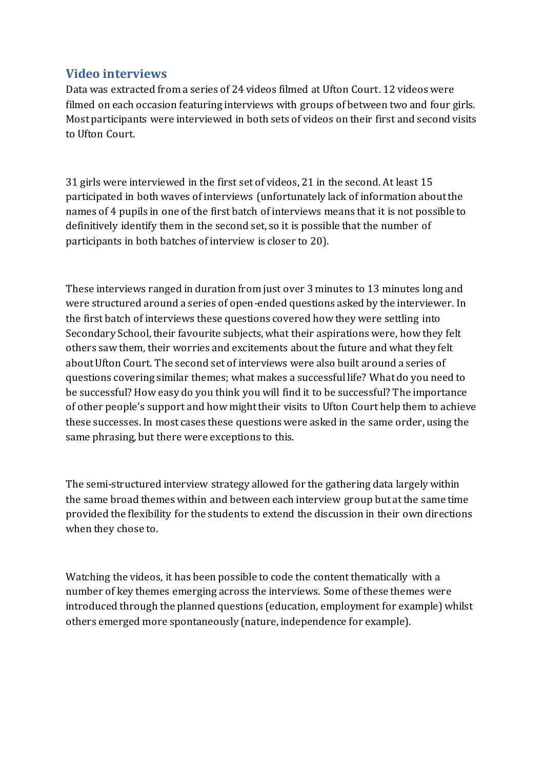## Video interviews

Data was extracted from a series of 24 videos filmed at Ufton Court. 12 videos were filmed on each occasion featuring interviews with groups of between two and four girls. Most participants were interviewed in both sets of videos on their first and second visits to Ufton Court.

31 girls were interviewed in the first set of videos, 21 in the second. At least 15 participated in both waves of interviews (unfortunately lack of information about the names of 4 pupils in one of the first batch of interviews means that it is not possible to definitively identify them in the second set, so it is possible that the number of participants in both batches of interview is closer to 20).

These interviews ranged in duration from just over 3 minutes to 13 minutes long and were structured around a series of open-ended questions asked by the interviewer. In the first batch of interviews these questions covered how they were settling into Secondary School, their favourite subjects, what their aspirations were, how they felt others saw them, their worries and excitements about the future and what they felt about Ufton Court. The second set of interviews were also built around a series of questions covering similar themes; what makes a successful life? What do you need to be successful? How easy do you think you will find it to be successful? The importance of other people's support and how might their visits to Ufton Court help them to achieve these successes. In most cases these questions were asked in the same order, using the same phrasing, but there were exceptions to this.

The semi-structured interview strategy allowed for the gathering data largely within the same broad themes within and between each interview group but at the same time provided the flexibility for the students to extend the discussion in their own directions when they chose to.

Watching the videos, it has been possible to code the content thematically with a number of key themes emerging across the interviews. Some of these themes were introduced through the planned questions (education, employment for example) whilst others emerged more spontaneously (nature, independence for example).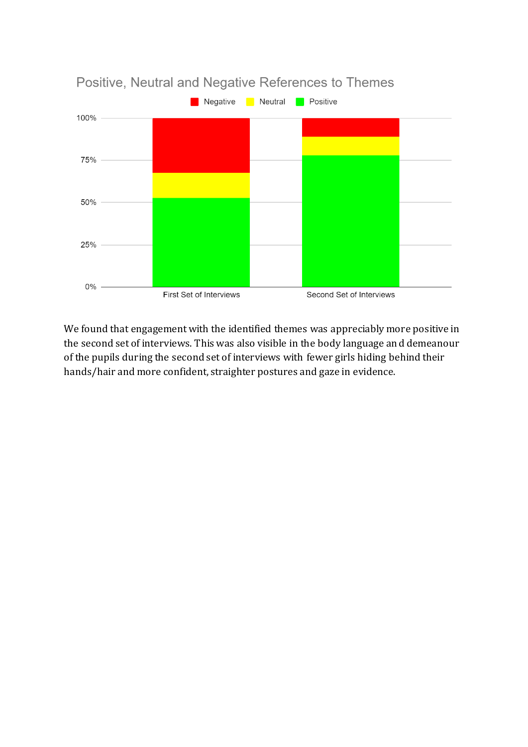Positive, Neutral and Negative References to Themes

We found that engagement with the identified themes was appreciably more positive in the second set of interviews. This was also visible in the body language and demeanour of the pupils during the second set of interviews with fewer girls hiding behind their hands/hair and more confident, straighter postures and gaze in evidence.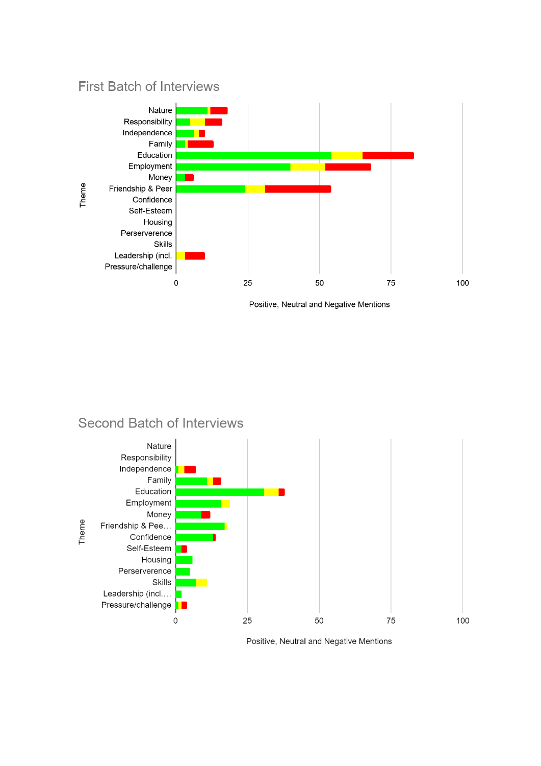## First Batch of Interviews

Theme: Nature, Responsibility, Independence, Family, Education, Employment, Money, Friendship & Peer, Confidence, Self-Esteem, Housing, Perserverence, Skills, Leadership (incl., Pressure/challenge

Positive, Neutral and Negative Mentions

0 | 25 | 50 | 75 | 100

## Second Batch of Interviews

Theme: Nature, Responsibility, Independence, Family, Education, Employment, Money, Friendship & Pee…, Confidence, Self-Esteem, Housing, Perserverence, Skills, Leadership (incl.…, Pressure/challenge

Positive, Neutral and Negative Mentions

0 | 25 | 50 | 75 | 100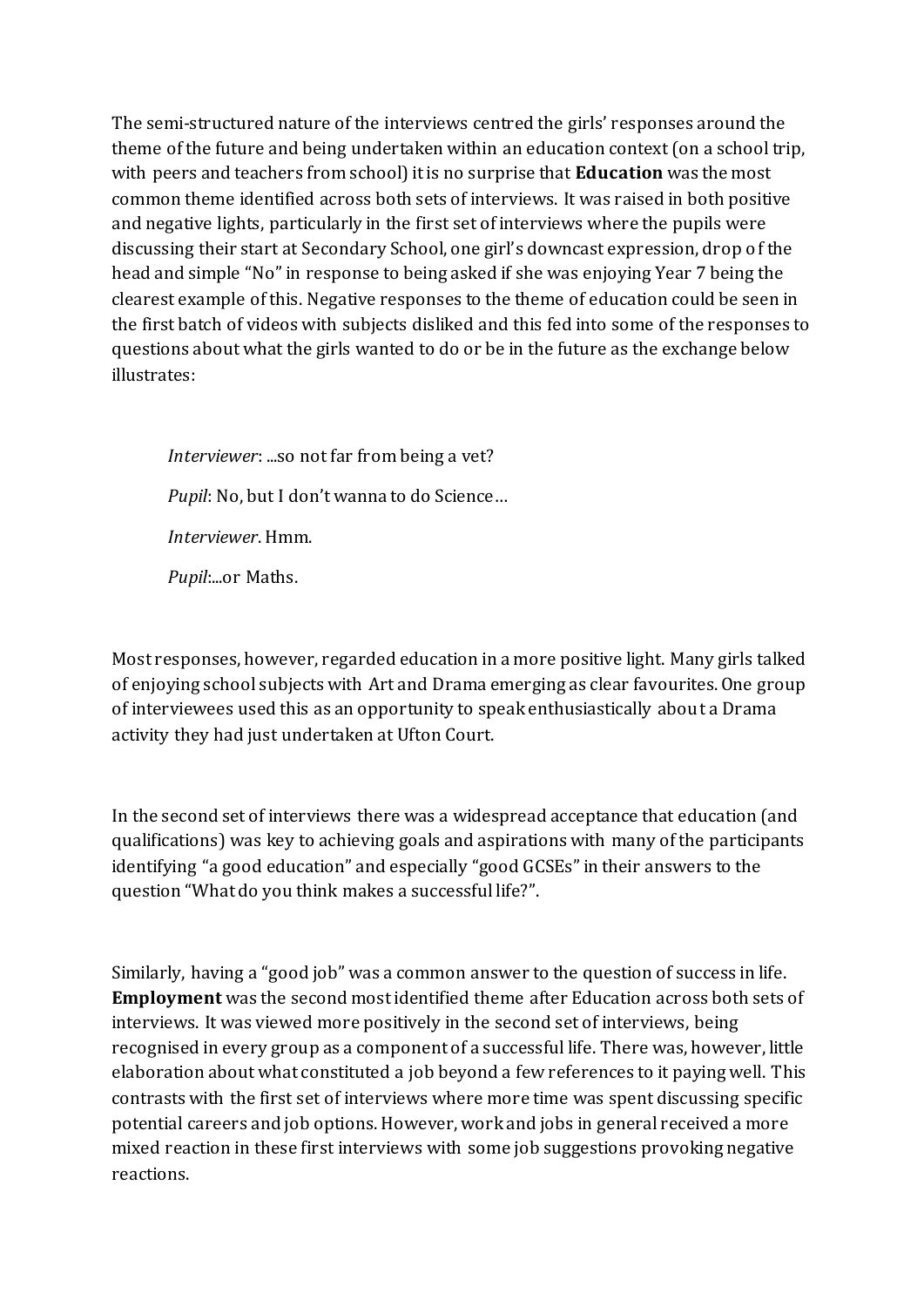The semi-structured nature of the interviews centred the girls' responses around the theme of the future and being undertaken within an education context (on a school trip, with peers and teachers from school) it is no surprise that **Education** was the most common theme identified across both sets of interviews. It was raised in both positive and negative lights, particularly in the first set of interviews where the pupils were discussing their start at Secondary School, one girl's downcast expression, drop of the head and simple "No" in response to being asked if she was enjoying Year 7 being the clearest example of this. Negative responses to the theme of education could be seen in the first batch of videos with subjects disliked and this fed into some of the responses to questions about what the girls wanted to do or be in the future as the exchange below illustrates:

> *Interviewer*: ...so not far from being a vet?
>
> *Pupil*: No, but I don't wanna to do Science…
>
> *Interviewer*. Hmm.
>
> *Pupil*:...or Maths.

Most responses, however, regarded education in a more positive light. Many girls talked of enjoying school subjects with Art and Drama emerging as clear favourites. One group of interviewees used this as an opportunity to speak enthusiastically about a Drama activity they had just undertaken at Ufton Court.

In the second set of interviews there was a widespread acceptance that education (and qualifications) was key to achieving goals and aspirations with many of the participants identifying "a good education" and especially "good GCSEs" in their answers to the question "What do you think makes a successful life?".

Similarly, having a "good job" was a common answer to the question of success in life. **Employment** was the second most identified theme after Education across both sets of interviews. It was viewed more positively in the second set of interviews, being recognised in every group as a component of a successful life. There was, however, little elaboration about what constituted a job beyond a few references to it paying well. This contrasts with the first set of interviews where more time was spent discussing specific potential careers and job options. However, work and jobs in general received a more mixed reaction in these first interviews with some job suggestions provoking negative reactions.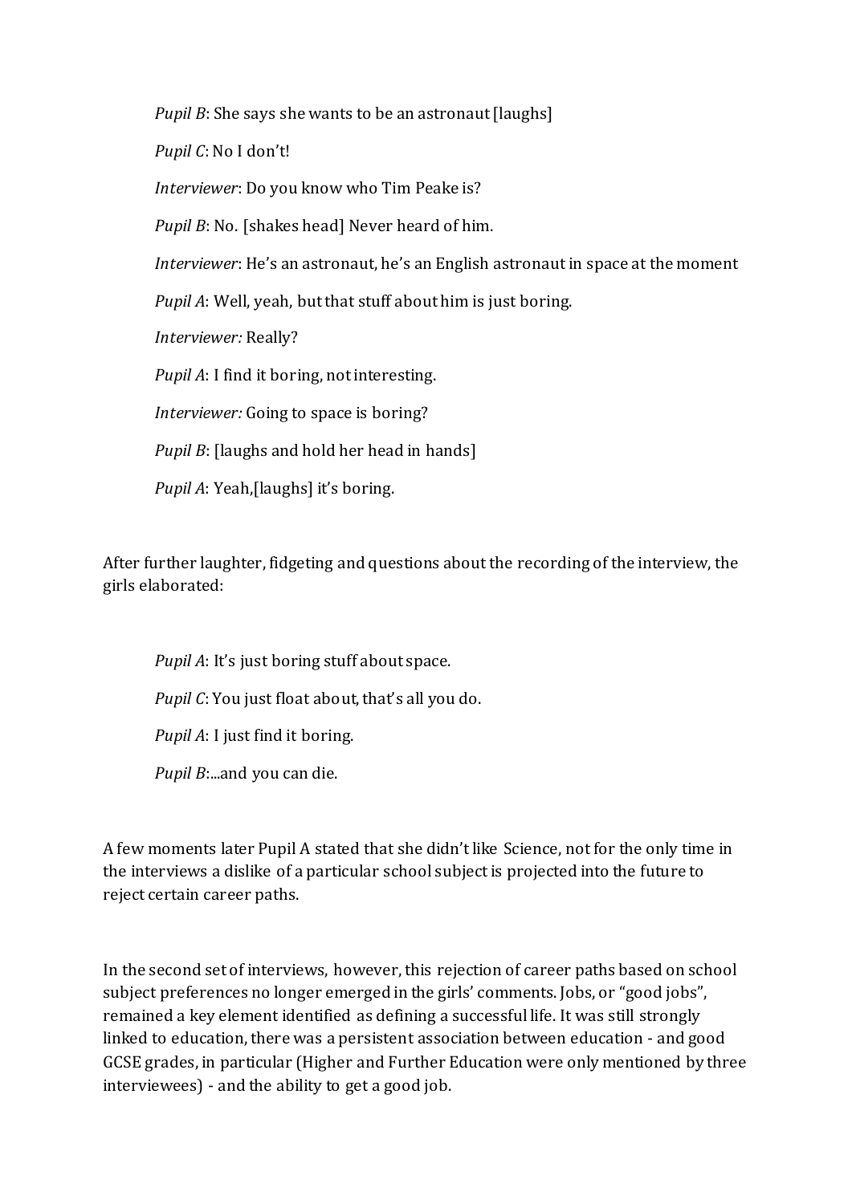*Pupil B*: She says she wants to be an astronaut [laughs]

*Pupil C*: No I don't!

*Interviewer*: Do you know who Tim Peake is?

*Pupil B*: No. [shakes head] Never heard of him.

*Interviewer*: He's an astronaut, he's an English astronaut in space at the moment

*Pupil A*: Well, yeah, but that stuff about him is just boring.

*Interviewer:* Really?

*Pupil A*: I find it boring, not interesting.

*Interviewer:* Going to space is boring?

*Pupil B*: [laughs and hold her head in hands]

*Pupil A*: Yeah,[laughs] it's boring.

After further laughter, fidgeting and questions about the recording of the interview, the girls elaborated:

*Pupil A*: It's just boring stuff about space.

*Pupil C*: You just float about, that's all you do.

*Pupil A*: I just find it boring.

*Pupil B*:...and you can die.

A few moments later Pupil A stated that she didn't like Science, not for the only time in the interviews a dislike of a particular school subject is projected into the future to reject certain career paths.

In the second set of interviews, however, this rejection of career paths based on school subject preferences no longer emerged in the girls' comments. Jobs, or "good jobs", remained a key element identified as defining a successful life. It was still strongly linked to education, there was a persistent association between education - and good GCSE grades, in particular (Higher and Further Education were only mentioned by three interviewees) - and the ability to get a good job.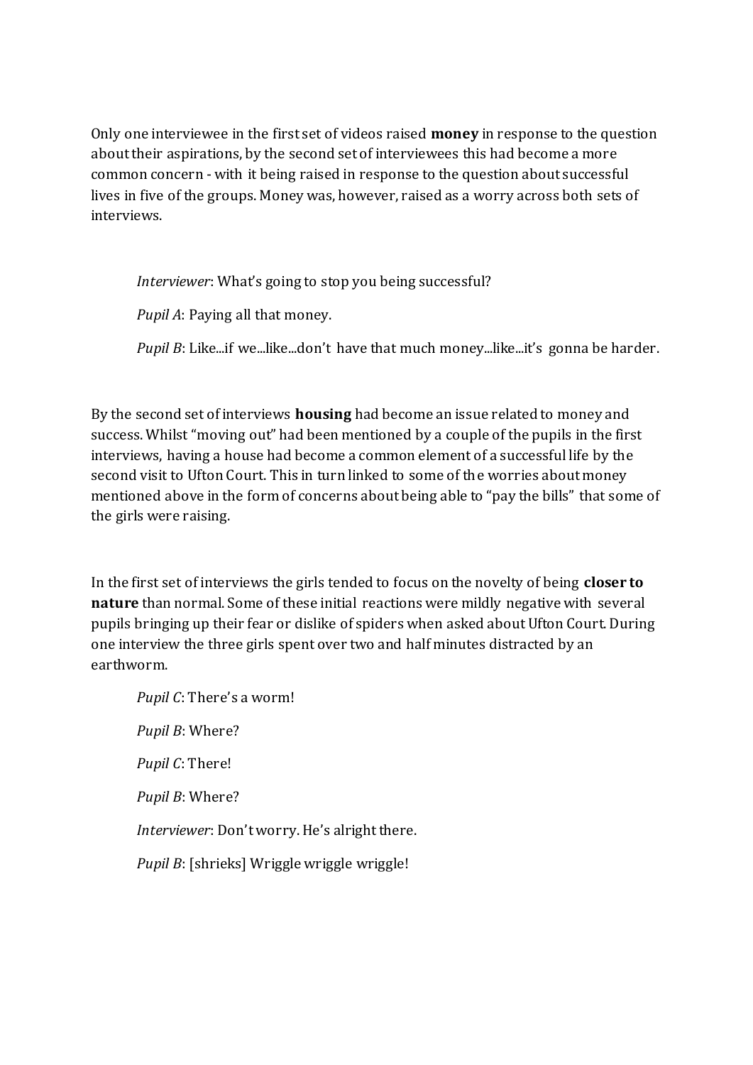Only one interviewee in the first set of videos raised **money** in response to the question about their aspirations, by the second set of interviewees this had become a more common concern - with it being raised in response to the question about successful lives in five of the groups. Money was, however, raised as a worry across both sets of interviews.

> *Interviewer*: What's going to stop you being successful?
>
> *Pupil A*: Paying all that money.
>
> *Pupil B*: Like...if we...like...don't have that much money...like...it's gonna be harder.

By the second set of interviews **housing** had become an issue related to money and success. Whilst "moving out" had been mentioned by a couple of the pupils in the first interviews, having a house had become a common element of a successful life by the second visit to Ufton Court. This in turn linked to some of the worries about money mentioned above in the form of concerns about being able to "pay the bills" that some of the girls were raising.

In the first set of interviews the girls tended to focus on the novelty of being **closer to nature** than normal. Some of these initial reactions were mildly negative with several pupils bringing up their fear or dislike of spiders when asked about Ufton Court. During one interview the three girls spent over two and half minutes distracted by an earthworm.

> *Pupil C*: There's a worm!
>
> *Pupil B*: Where?
>
> *Pupil C*: There!
>
> *Pupil B*: Where?
>
> *Interviewer*: Don't worry. He's alright there.
>
> *Pupil B*: [shrieks] Wriggle wriggle wriggle!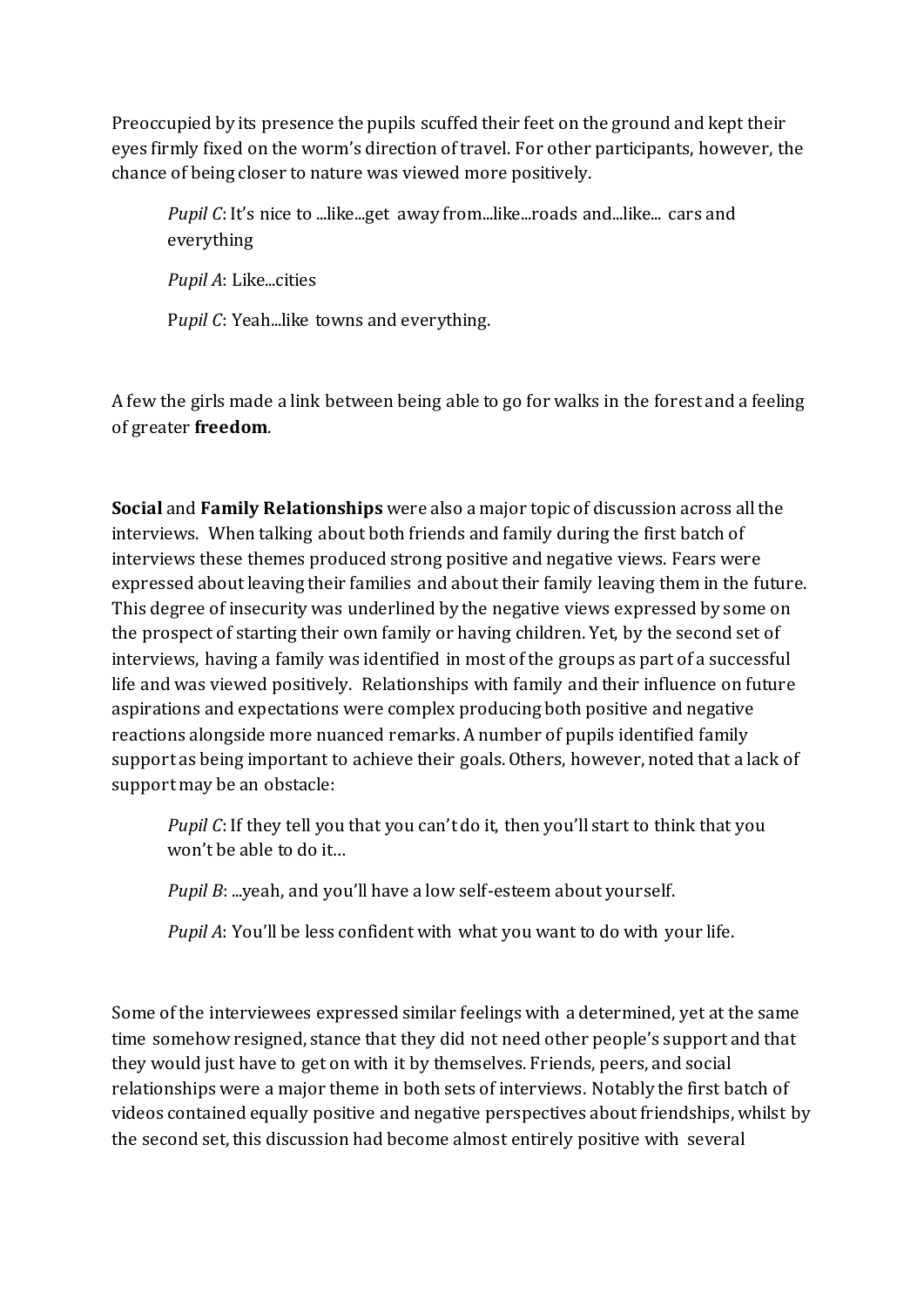Preoccupied by its presence the pupils scuffed their feet on the ground and kept their eyes firmly fixed on the worm's direction of travel. For other participants, however, the chance of being closer to nature was viewed more positively.

> *Pupil C*: It's nice to ...like...get away from...like...roads and...like... cars and everything
>
> *Pupil A*: Like...cities
>
> P*upil C*: Yeah...like towns and everything.

A few the girls made a link between being able to go for walks in the forest and a feeling of greater **freedom**.

**Social** and **Family Relationships** were also a major topic of discussion across all the interviews. When talking about both friends and family during the first batch of interviews these themes produced strong positive and negative views. Fears were expressed about leaving their families and about their family leaving them in the future. This degree of insecurity was underlined by the negative views expressed by some on the prospect of starting their own family or having children. Yet, by the second set of interviews, having a family was identified in most of the groups as part of a successful life and was viewed positively. Relationships with family and their influence on future aspirations and expectations were complex producing both positive and negative reactions alongside more nuanced remarks. A number of pupils identified family support as being important to achieve their goals. Others, however, noted that a lack of support may be an obstacle:

> *Pupil C*: If they tell you that you can't do it, then you'll start to think that you won't be able to do it…
>
> *Pupil B*: ...yeah, and you'll have a low self-esteem about yourself.
>
> *Pupil A*: You'll be less confident with what you want to do with your life.

Some of the interviewees expressed similar feelings with a determined, yet at the same time somehow resigned, stance that they did not need other people's support and that they would just have to get on with it by themselves. Friends, peers, and social relationships were a major theme in both sets of interviews. Notably the first batch of videos contained equally positive and negative perspectives about friendships, whilst by the second set, this discussion had become almost entirely positive with several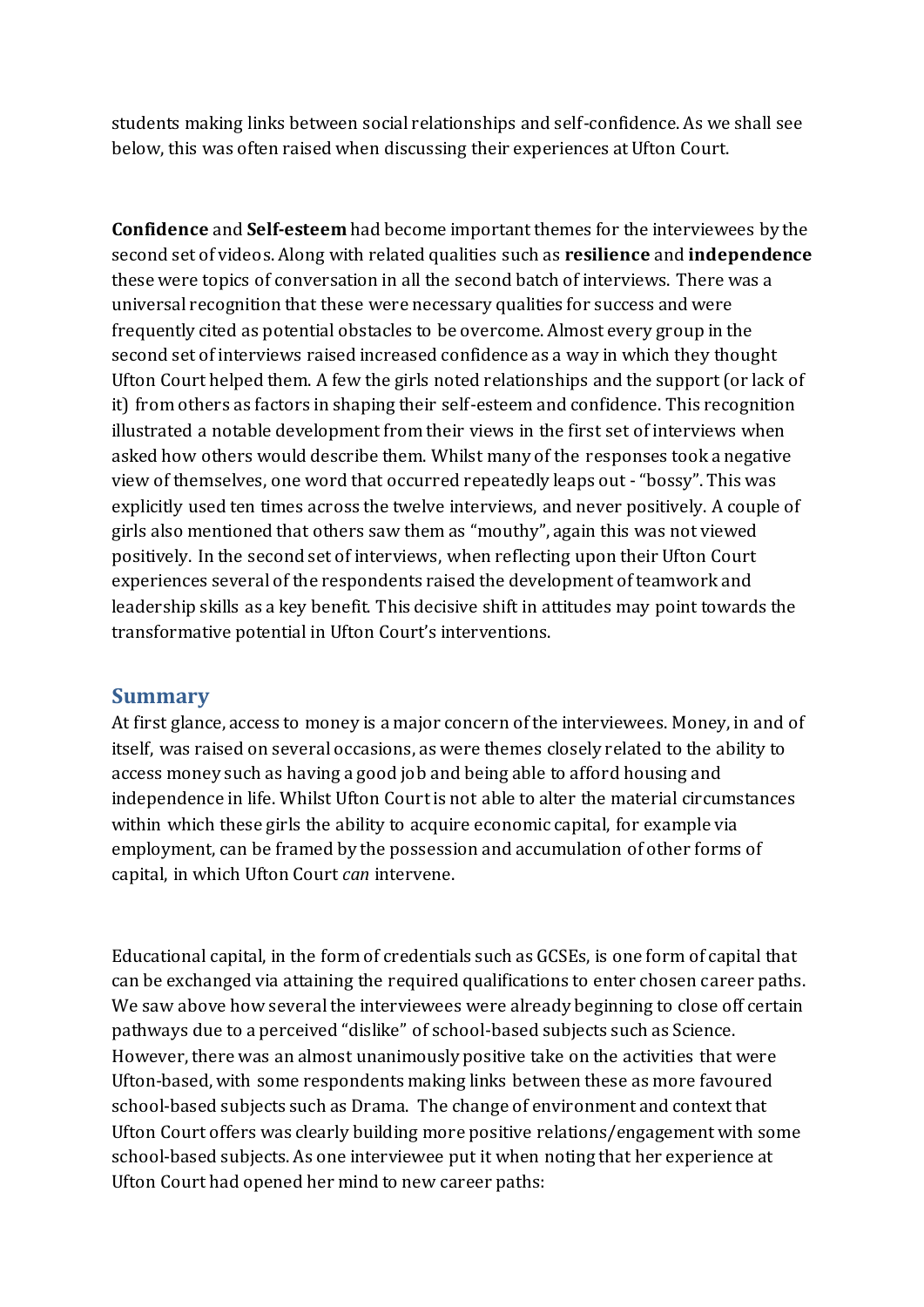students making links between social relationships and self-confidence. As we shall see below, this was often raised when discussing their experiences at Ufton Court.

**Confidence** and **Self-esteem** had become important themes for the interviewees by the second set of videos. Along with related qualities such as **resilience** and **independence** these were topics of conversation in all the second batch of interviews. There was a universal recognition that these were necessary qualities for success and were frequently cited as potential obstacles to be overcome. Almost every group in the second set of interviews raised increased confidence as a way in which they thought Ufton Court helped them. A few the girls noted relationships and the support (or lack of it) from others as factors in shaping their self-esteem and confidence. This recognition illustrated a notable development from their views in the first set of interviews when asked how others would describe them. Whilst many of the responses took a negative view of themselves, one word that occurred repeatedly leaps out - "bossy". This was explicitly used ten times across the twelve interviews, and never positively. A couple of girls also mentioned that others saw them as "mouthy", again this was not viewed positively. In the second set of interviews, when reflecting upon their Ufton Court experiences several of the respondents raised the development of teamwork and leadership skills as a key benefit. This decisive shift in attitudes may point towards the transformative potential in Ufton Court's interventions.

## Summary

At first glance, access to money is a major concern of the interviewees. Money, in and of itself, was raised on several occasions, as were themes closely related to the ability to access money such as having a good job and being able to afford housing and independence in life. Whilst Ufton Court is not able to alter the material circumstances within which these girls the ability to acquire economic capital, for example via employment, can be framed by the possession and accumulation of other forms of capital, in which Ufton Court *can* intervene.

Educational capital, in the form of credentials such as GCSEs, is one form of capital that can be exchanged via attaining the required qualifications to enter chosen career paths. We saw above how several the interviewees were already beginning to close off certain pathways due to a perceived "dislike" of school-based subjects such as Science. However, there was an almost unanimously positive take on the activities that were Ufton-based, with some respondents making links between these as more favoured school-based subjects such as Drama. The change of environment and context that Ufton Court offers was clearly building more positive relations/engagement with some school-based subjects. As one interviewee put it when noting that her experience at Ufton Court had opened her mind to new career paths: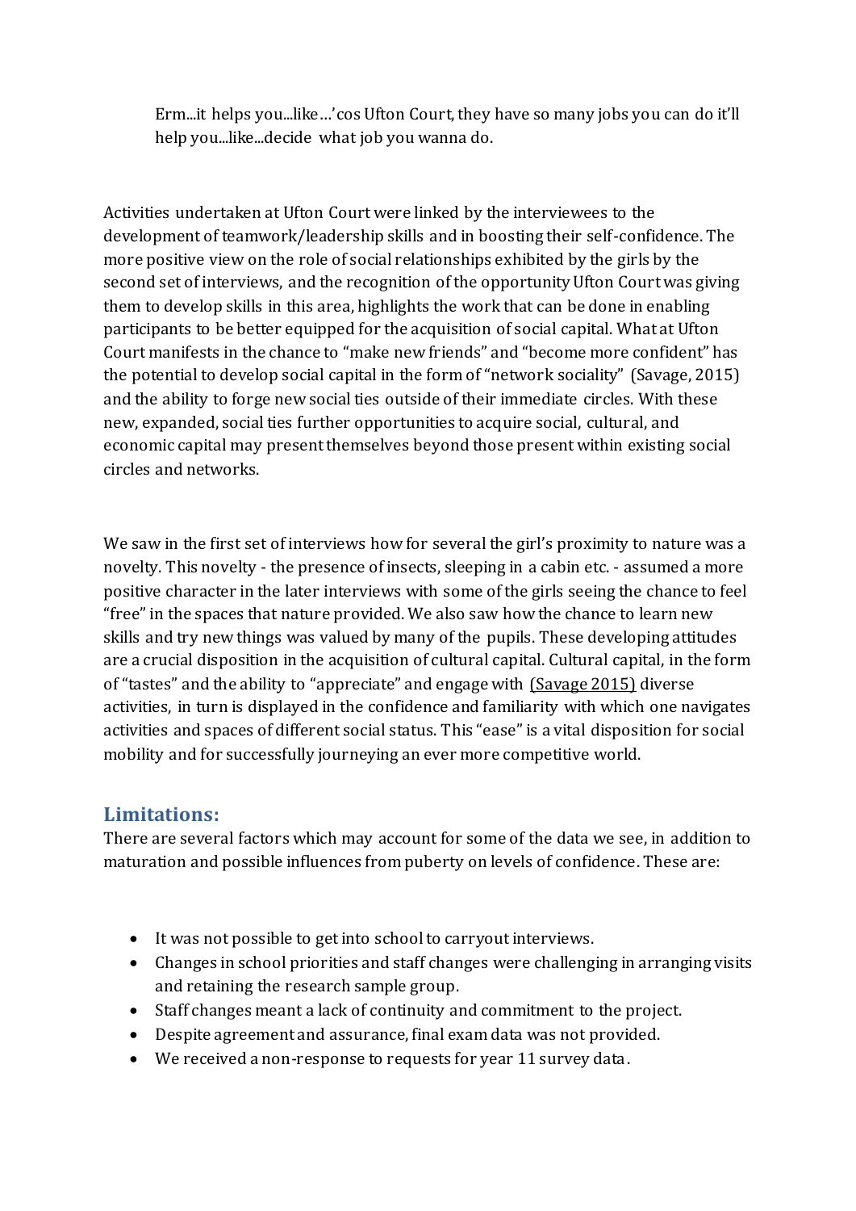> Erm...it helps you...like…'cos Ufton Court, they have so many jobs you can do it'll help you...like...decide what job you wanna do.

Activities undertaken at Ufton Court were linked by the interviewees to the development of teamwork/leadership skills and in boosting their self-confidence. The more positive view on the role of social relationships exhibited by the girls by the second set of interviews, and the recognition of the opportunity Ufton Court was giving them to develop skills in this area, highlights the work that can be done in enabling participants to be better equipped for the acquisition of social capital. What at Ufton Court manifests in the chance to "make new friends" and "become more confident" has the potential to develop social capital in the form of "network sociality" (Savage, 2015) and the ability to forge new social ties outside of their immediate circles. With these new, expanded, social ties further opportunities to acquire social, cultural, and economic capital may present themselves beyond those present within existing social circles and networks.

We saw in the first set of interviews how for several the girl's proximity to nature was a novelty. This novelty - the presence of insects, sleeping in a cabin etc. - assumed a more positive character in the later interviews with some of the girls seeing the chance to feel "free" in the spaces that nature provided. We also saw how the chance to learn new skills and try new things was valued by many of the pupils. These developing attitudes are a crucial disposition in the acquisition of cultural capital. Cultural capital, in the form of "tastes" and the ability to "appreciate" and engage with (Savage 2015) diverse activities, in turn is displayed in the confidence and familiarity with which one navigates activities and spaces of different social status. This "ease" is a vital disposition for social mobility and for successfully journeying an ever more competitive world.

## Limitations:

There are several factors which may account for some of the data we see, in addition to maturation and possible influences from puberty on levels of confidence. These are:

- It was not possible to get into school to carryout interviews.
- Changes in school priorities and staff changes were challenging in arranging visits and retaining the research sample group.
- Staff changes meant a lack of continuity and commitment to the project.
- Despite agreement and assurance, final exam data was not provided.
- We received a non-response to requests for year 11 survey data.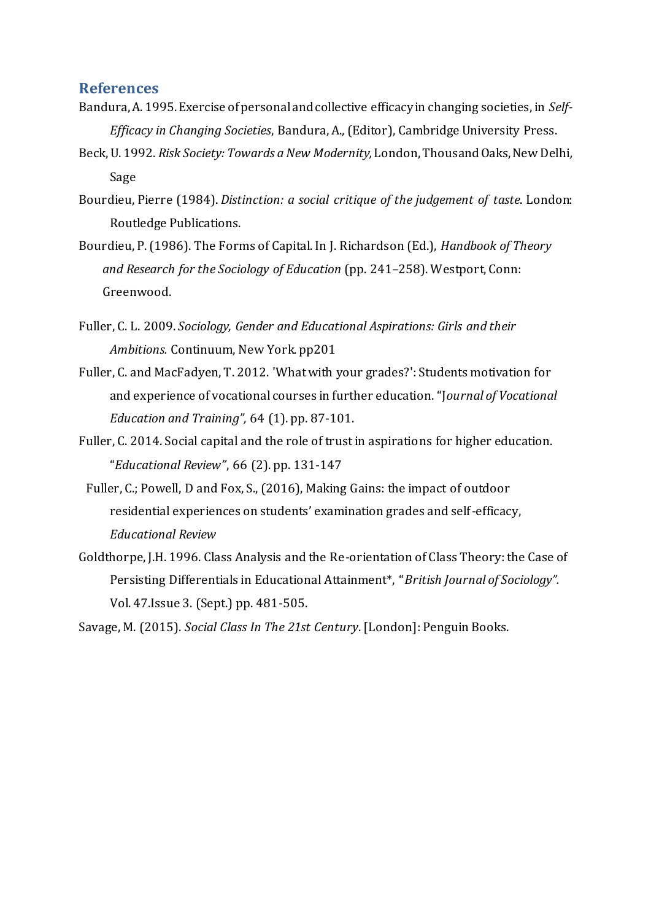## References

Bandura, A. 1995. Exercise of personal and collective efficacy in changing societies, in *Self-Efficacy in Changing Societies*, Bandura, A., (Editor), Cambridge University Press.

Beck, U. 1992. *Risk Society: Towards a New Modernity,* London, Thousand Oaks, New Delhi, Sage

Bourdieu, Pierre (1984). *Distinction: a social critique of the judgement of taste*. London: Routledge Publications.

Bourdieu, P. (1986). The Forms of Capital. In J. Richardson (Ed.), *Handbook of Theory and Research for the Sociology of Education* (pp. 241–258). Westport, Conn: Greenwood.

Fuller, C. L. 2009. *Sociology, Gender and Educational Aspirations: Girls and their Ambitions.* Continuum, New York. pp201

Fuller, C. and MacFadyen, T. 2012. 'What with your grades?': Students motivation for and experience of vocational courses in further education. "J*ournal of Vocational Education and Training",* 64 (1). pp. 87-101.

Fuller, C. 2014. Social capital and the role of trust in aspirations for higher education. "*Educational Review"*, 66 (2). pp. 131-147

Fuller, C.; Powell, D and Fox, S., (2016), Making Gains: the impact of outdoor residential experiences on students' examination grades and self-efficacy, *Educational Review*

Goldthorpe, J.H. 1996. Class Analysis and the Re-orientation of Class Theory: the Case of Persisting Differentials in Educational Attainment*, "*British Journal of Sociology".* Vol. 47.Issue 3. (Sept.) pp. 481-505.

Savage, M. (2015). *Social Class In The 21st Century*. [London]: Penguin Books.